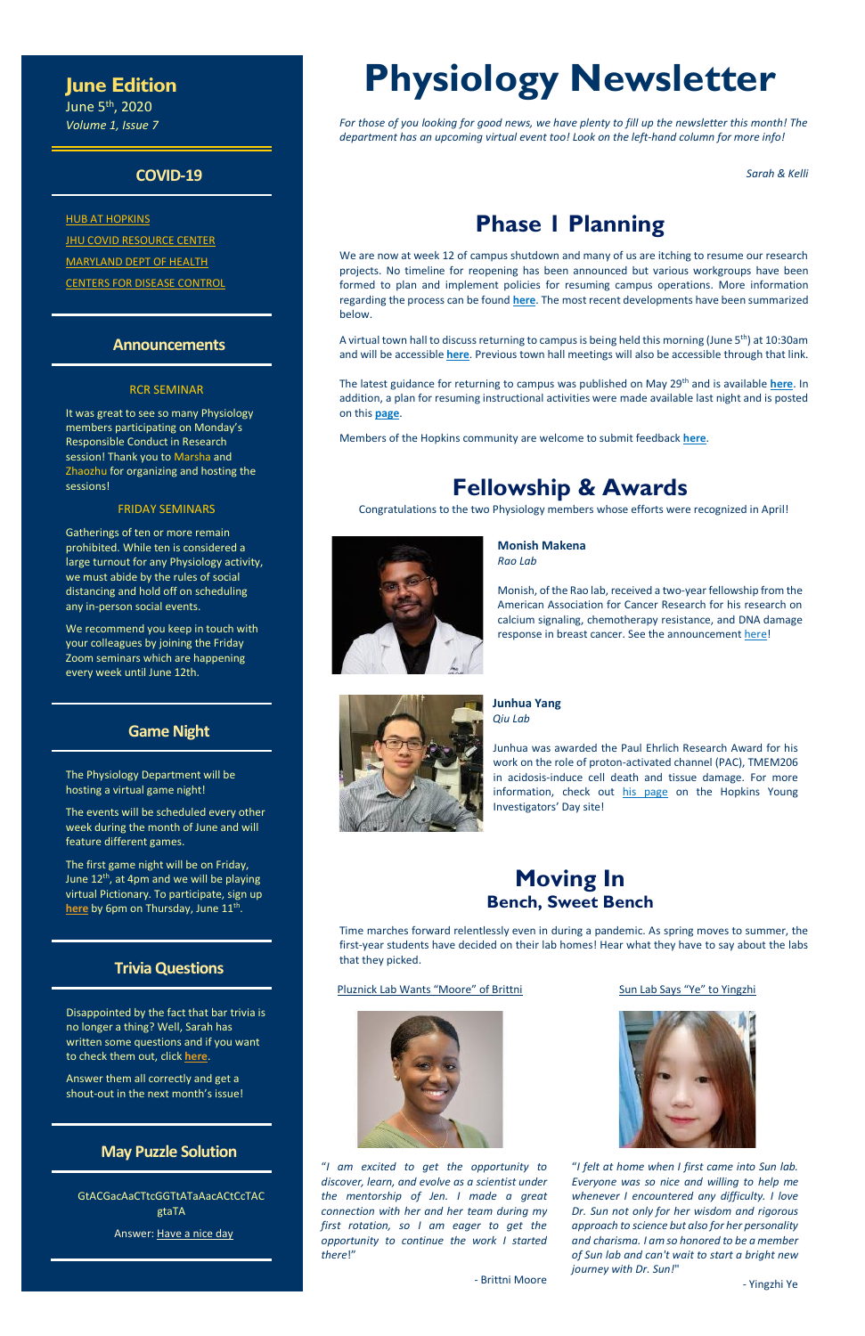# Physiology Newsletter

*For those of you looking for good news, we have plenty to fill up the newsletter this month! The department has an upcoming virtual event too! Look on the left-hand column for more info!*

*Sarah & Kelli*

## June Edition

June 5th, 2020

*Volume 1, Issue 7*

## COVID-19

HUB AT HOPKINS

JHU COVID RESOURCE CENTER

MARYLAND DEPT OF HEALTH

CENTERS FOR DISEASE CONTROL

## Announcements

### RCR SEMINAR

It was great to see so many Physiology members participating on Monday's Responsible Conduct in Research session! Thank you to Marsha and Zhaozhu for organizing and hosting the sessions!

### FRIDAY SEMINARS

Gatherings of ten or more remain prohibited. While ten is considered a large turnout for any Physiology activity, we must abide by the rules of social distancing and hold off on scheduling any in-person social events.

We recommend you keep in touch with your colleagues by joining the Friday Zoom seminars which are happening every week until June 12th.

## Game Night

The Physiology Department will be hosting a virtual game night!

The events will be scheduled every other week during the month of June and will feature different games.

The first game night will be on Friday, June 12th, at 4pm and we will be playing virtual Pictionary. To participate, sign up **here** by 6pm on Thursday, June 11th.

## Trivia Questions

Disappointed by the fact that bar trivia is no longer a thing? Well, Sarah has written some questions and if you want to check them out, click **here**.

Answer them all correctly and get a shout-out in the next month's issue!

## May Puzzle Solution

GtACGacAaCTtcGGTtATaAacACtCcTAC gtaTA

Answer: Have a nice day

## Phase I Planning

We are now at week 12 of campus shutdown and many of us are itching to resume our research projects. No timeline for reopening has been announced but various workgroups have been formed to plan and implement policies for resuming campus operations. More information regarding the process can be found **here**. The most recent developments have been summarized below.

A virtual town hall to discuss returning to campus is being held this morning (June 5th) at 10:30am and will be accessible **here**. Previous town hall meetings will also be accessible through that link.

The latest guidance for returning to campus was published on May 29th and is available **here**. In addition, a plan for resuming instructional activities were made available last night and is posted on this **page**.

Members of the Hopkins community are welcome to submit feedback **here**.

## Fellowship & Awards

Congratulations to the two Physiology members whose efforts were recognized in April!

**Monish Makena**
*Rao Lab*

Monish, of the Rao lab, received a two-year fellowship from the American Association for Cancer Research for his research on calcium signaling, chemotherapy resistance, and DNA damage response in breast cancer. See the announcement here!

**Junhua Yang**
*Qiu Lab*

Junhua was awarded the Paul Ehrlich Research Award for his work on the role of proton-activated channel (PAC), TMEM206 in acidosis-induce cell death and tissue damage. For more information, check out his page on the Hopkins Young Investigators' Day site!

## Moving In

### Bench, Sweet Bench

Time marches forward relentlessly even in during a pandemic. As spring moves to summer, the first-year students have decided on their lab homes! Hear what they have to say about the labs that they picked.

**Pluznick Lab Wants "Moore" of Brittni**

*"I am excited to get the opportunity to discover, learn, and evolve as a scientist under the mentorship of Jen. I made a great connection with her and her team during my first rotation, so I am eager to get the opportunity to continue the work I started there!"*

\- Brittni Moore

**Sun Lab Says "Ye" to Yingzhi**

*"I felt at home when I first came into Sun lab. Everyone was so nice and willing to help me whenever I encountered any difficulty. I love Dr. Sun not only for her wisdom and rigorous approach to science but also for her personality and charisma. I am so honored to be a member of Sun lab and can't wait to start a bright new journey with Dr. Sun!"*

\- Yingzhi Ye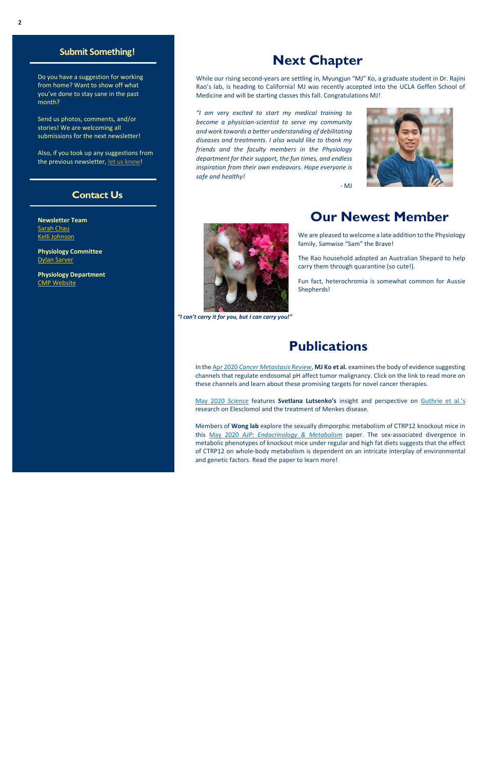## Submit Something!

Do you have a suggestion for working from home? Want to show off what you've done to stay sane in the past month?

Send us photos, comments, and/or stories! We are welcoming all submissions for the next newsletter!

Also, if you took up any suggestions from the previous newsletter, let us know!

## Contact Us

**Newsletter Team**
Sarah Chau
Kelli Johnson

**Physiology Committee**
Dylan Sarver

**Physiology Department**
CMP Website

# Next Chapter

While our rising second-years are settling in, Myungjun "MJ" Ko, a graduate student in Dr. Rajini Rao's lab, is heading to California! MJ was recently accepted into the UCLA Geffen School of Medicine and will be starting classes this fall. Congratulations MJ!

*"I am very excited to start my medical training to become a physician-scientist to serve my community and work towards a better understanding of debilitating diseases and treatments. I also would like to thank my friends and the faculty members in the Physiology department for their support, the fun times, and endless inspiration from their own endeavors. Hope everyone is safe and healthy!*

- MJ

# Our Newest Member

We are pleased to welcome a late addition to the Physiology family, Samwise "Sam" the Brave!

The Rao household adopted an Australian Shepard to help carry them through quarantine (so cute!).

Fun fact, heterochromia is somewhat common for Aussie Shepherds!

***"I can't carry it for you, but I can carry you!"***

# Publications

In the Apr 2020 *Cancer Metastasis Review*, **MJ Ko et al.** examines the body of evidence suggesting channels that regulate endosomal pH affect tumor malignancy. Click on the link to read more on these channels and learn about these promising targets for novel cancer therapies.

May 2020 *Science* features **Svetlana Lutsenko's** insight and perspective on Guthrie et al.'s research on Elesclomol and the treatment of Menkes disease.

Members of **Wong lab** explore the sexually dimporphic metabolism of CTRP12 knockout mice in this May 2020 *AJP: Endocrinology & Metabolism* paper. The sex-associated divergence in metabolic phenotypes of knockout mice under regular and high fat diets suggests that the effect of CTRP12 on whole-body metabolism is dependent on an intricate interplay of environmental and genetic factors. Read the paper to learn more!